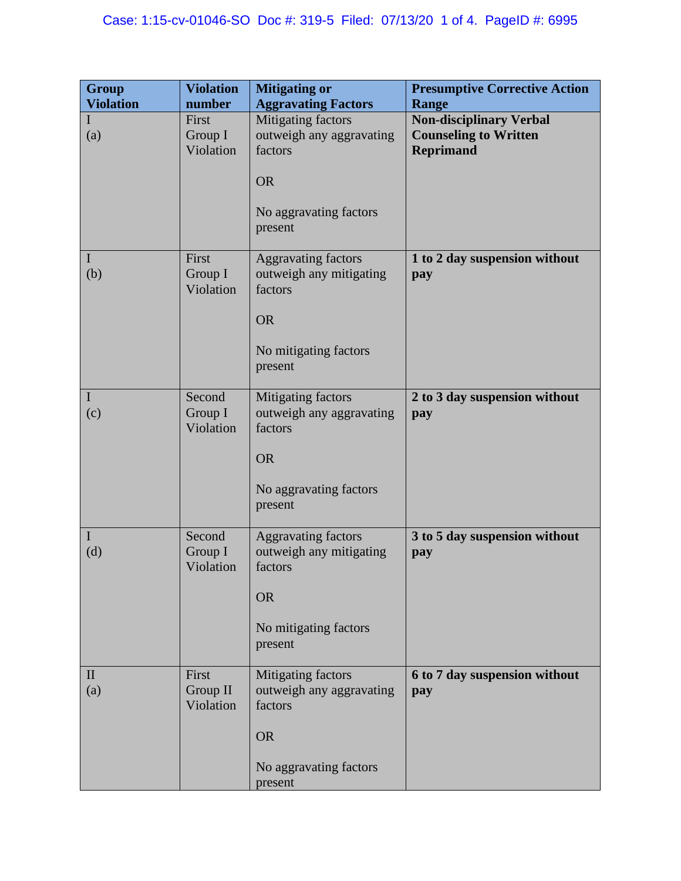| Group Violation | Violation number | Mitigating or Aggravating Factors | Presumptive Corrective Action Range |
|---|---|---|---|
| I (a) | First Group I Violation | Mitigating factors outweigh any aggravating factors<br><br>OR<br><br>No aggravating factors present | **Non-disciplinary Verbal Counseling to Written Reprimand** |
| I (b) | First Group I Violation | Aggravating factors outweigh any mitigating factors<br><br>OR<br><br>No mitigating factors present | **1 to 2 day suspension without pay** |
| I (c) | Second Group I Violation | Mitigating factors outweigh any aggravating factors<br><br>OR<br><br>No aggravating factors present | **2 to 3 day suspension without pay** |
| I (d) | Second Group I Violation | Aggravating factors outweigh any mitigating factors<br><br>OR<br><br>No mitigating factors present | **3 to 5 day suspension without pay** |
| II (a) | First Group II Violation | Mitigating factors outweigh any aggravating factors<br><br>OR<br><br>No aggravating factors present | **6 to 7 day suspension without pay** |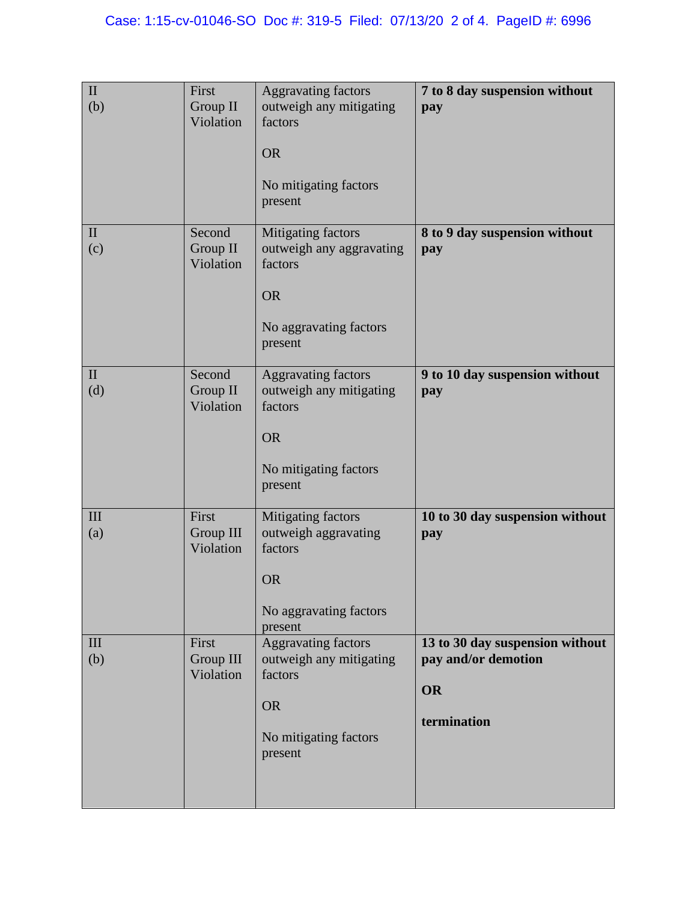| | | | |
|---|---|---|---|
| II (b) | First Group II Violation | Aggravating factors outweigh any mitigating factors<br><br>OR<br><br>No mitigating factors present | **7 to 8 day suspension without pay** |
| II (c) | Second Group II Violation | Mitigating factors outweigh any aggravating factors<br><br>OR<br><br>No aggravating factors present | **8 to 9 day suspension without pay** |
| II (d) | Second Group II Violation | Aggravating factors outweigh any mitigating factors<br><br>OR<br><br>No mitigating factors present | **9 to 10 day suspension without pay** |
| III (a) | First Group III Violation | Mitigating factors outweigh aggravating factors<br><br>OR<br><br>No aggravating factors present | **10 to 30 day suspension without pay** |
| III (b) | First Group III Violation | Aggravating factors outweigh any mitigating factors<br><br>OR<br><br>No mitigating factors present | **13 to 30 day suspension without pay and/or demotion**<br><br>**OR**<br><br>**termination** |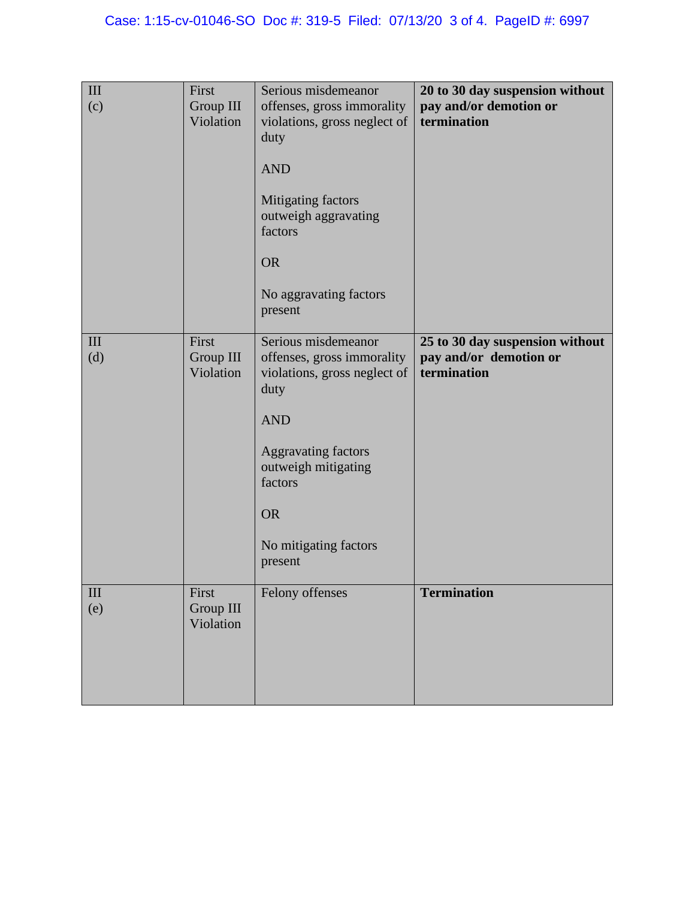| III (c) | First Group III Violation | Serious misdemeanor offenses, gross immorality violations, gross neglect of duty<br><br>AND<br><br>Mitigating factors outweigh aggravating factors<br><br>OR<br><br>No aggravating factors present | **20 to 30 day suspension without pay and/or demotion or termination** |
|---|---|---|---|
| III (d) | First Group III Violation | Serious misdemeanor offenses, gross immorality violations, gross neglect of duty<br><br>AND<br><br>Aggravating factors outweigh mitigating factors<br><br>OR<br><br>No mitigating factors present | **25 to 30 day suspension without pay and/or demotion or termination** |
| III (e) | First Group III Violation | Felony offenses | **Termination** |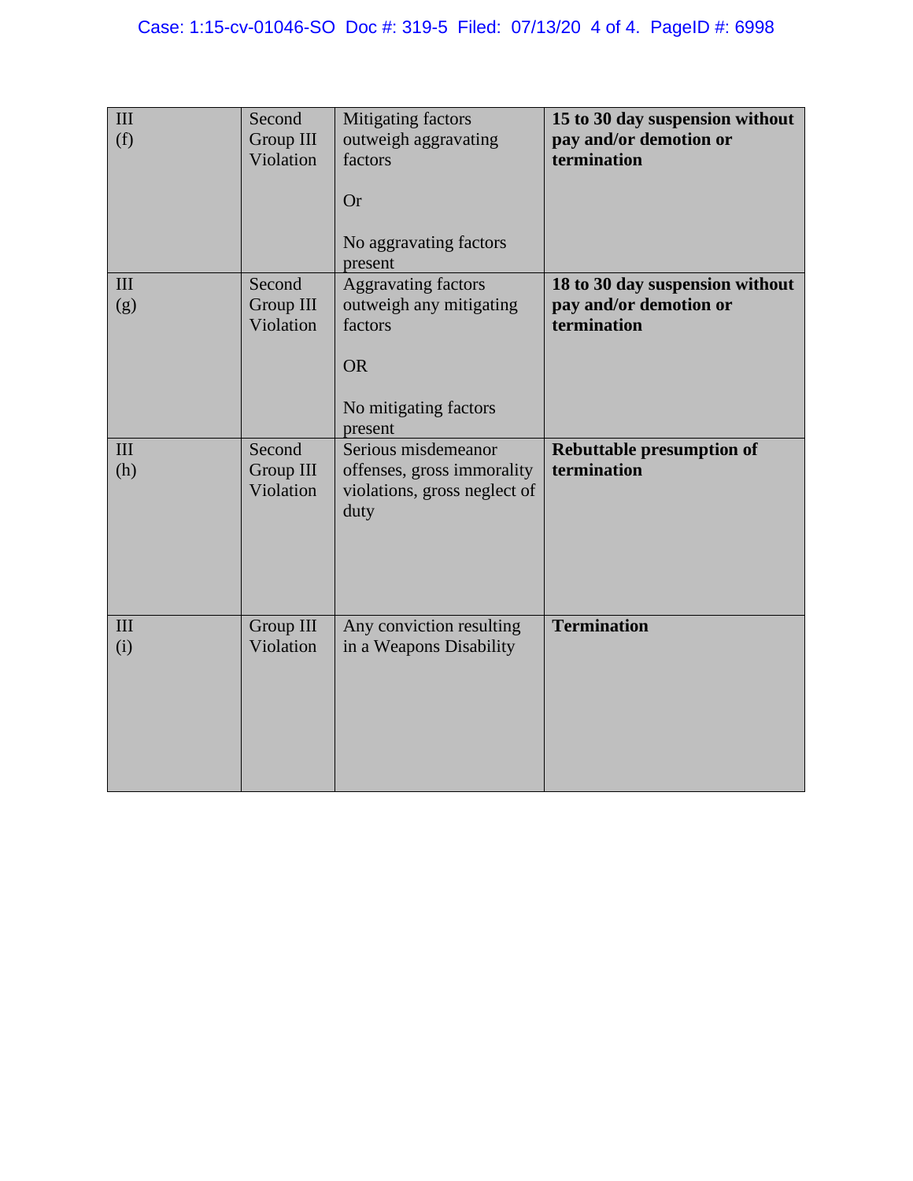| | | | |
|---|---|---|---|
| III (f) | Second Group III Violation | Mitigating factors outweigh aggravating factors<br><br>Or<br><br>No aggravating factors present | **15 to 30 day suspension without pay and/or demotion or termination** |
| III (g) | Second Group III Violation | Aggravating factors outweigh any mitigating factors<br><br>OR<br><br>No mitigating factors present | **18 to 30 day suspension without pay and/or demotion or termination** |
| III (h) | Second Group III Violation | Serious misdemeanor offenses, gross immorality violations, gross neglect of duty | **Rebuttable presumption of termination** |
| III (i) | Group III Violation | Any conviction resulting in a Weapons Disability | **Termination** |